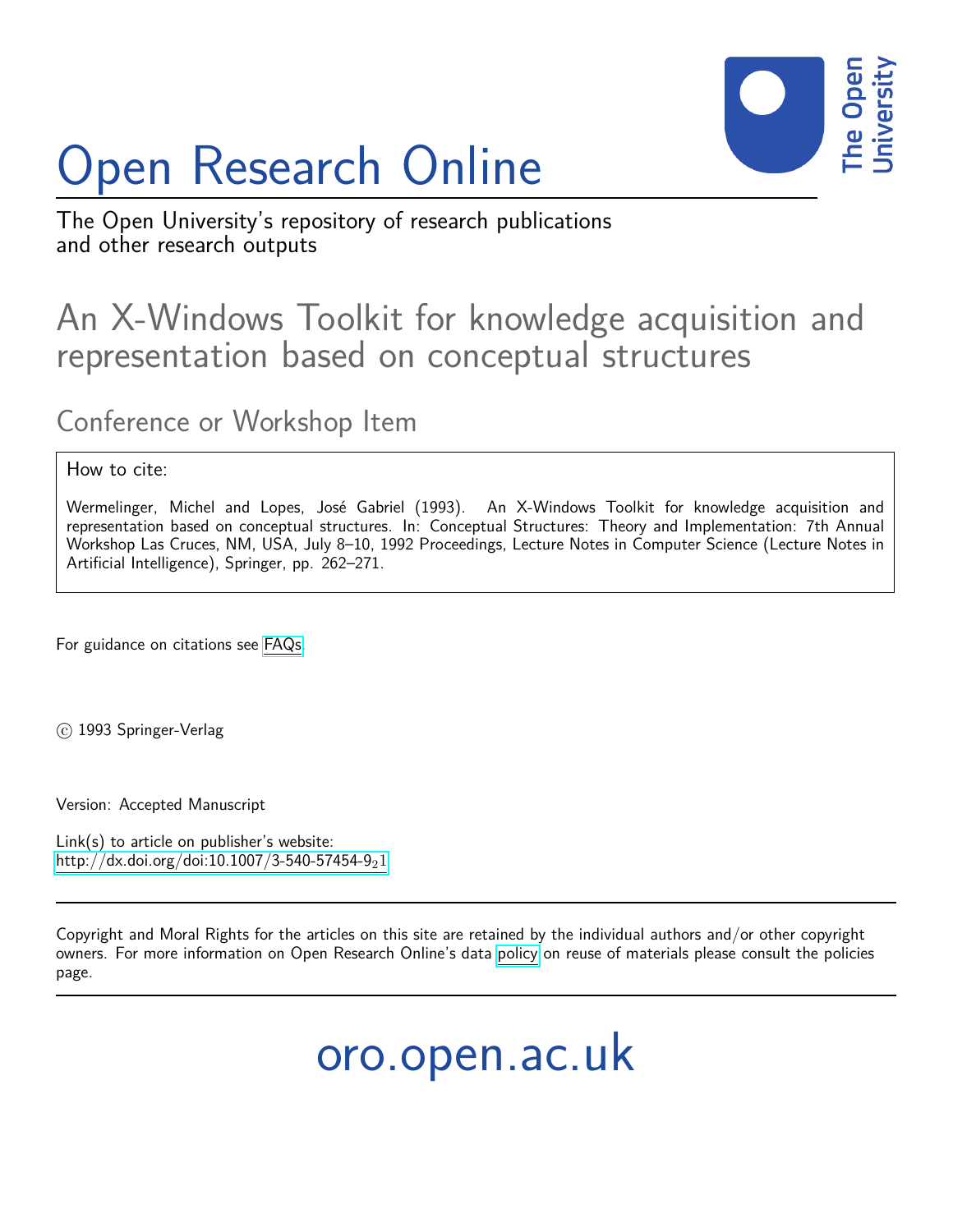# Open Research Online

The Open University's repository of research publications and other research outputs

## An X-Windows Toolkit for knowledge acquisition and representation based on conceptual structures

### Conference or Workshop Item

How to cite:

Wermelinger, Michel and Lopes, José Gabriel (1993). An X-Windows Toolkit for knowledge acquisition and representation based on conceptual structures. In: Conceptual Structures: Theory and Implementation: 7th Annual Workshop Las Cruces, NM, USA, July 8–10, 1992 Proceedings, Lecture Notes in Computer Science (Lecture Notes in Artificial Intelligence), Springer, pp. 262–271.

For guidance on citations see FAQs.

© 1993 Springer-Verlag

Version: Accepted Manuscript

Link(s) to article on publisher's website:
http://dx.doi.org/doi:10.1007/3-540-57454-9_21

Copyright and Moral Rights for the articles on this site are retained by the individual authors and/or other copyright owners. For more information on Open Research Online's data policy on reuse of materials please consult the policies page.

oro.open.ac.uk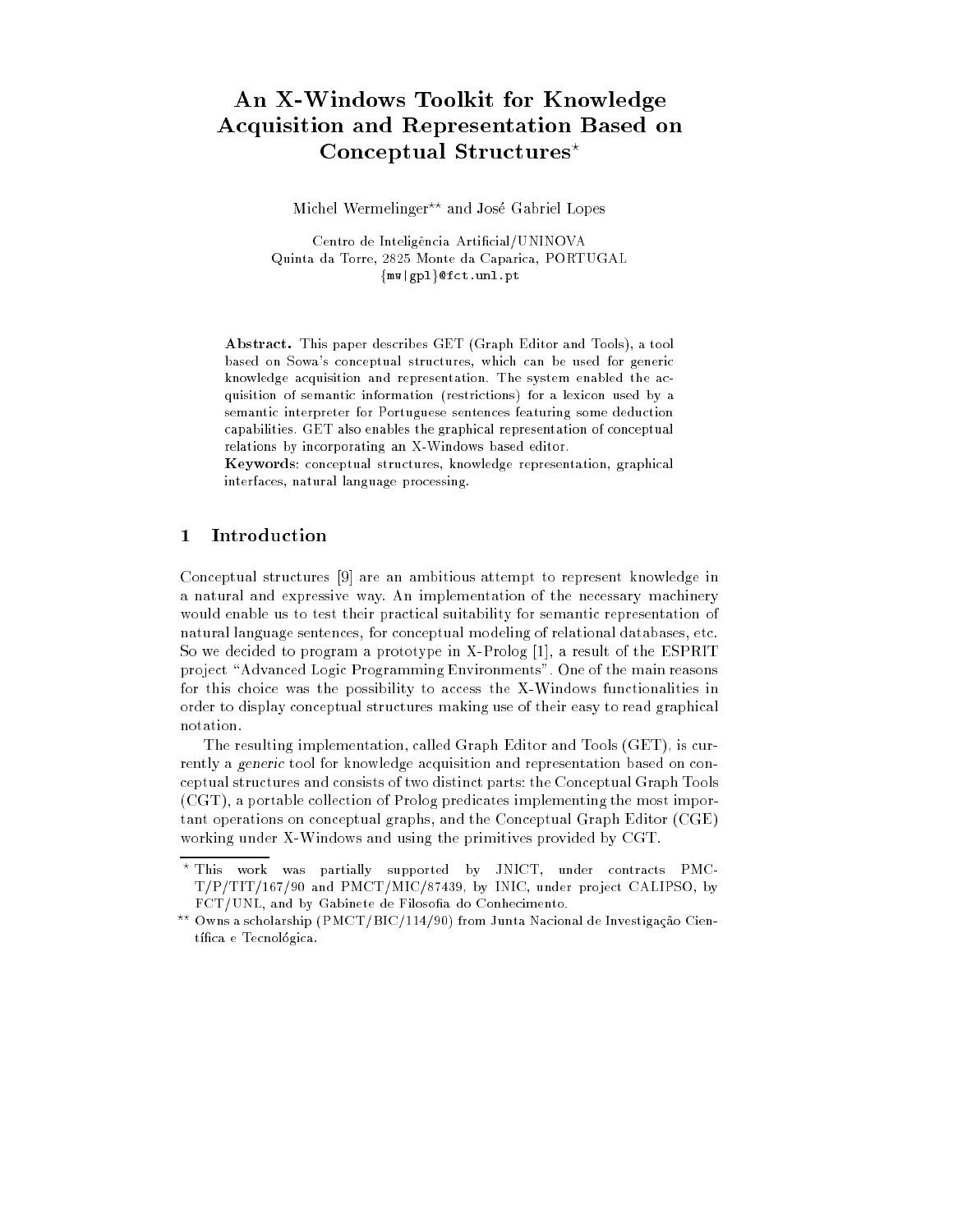# An X-Windows Toolkit for Knowledge Acquisition and Representation Based on Conceptual Structures*

Michel Wermelinger** and José Gabriel Lopes

Centro de Inteligência Artificial/UNINOVA
Quinta da Torre, 2825 Monte da Caparica, PORTUGAL
{mw|gpl}@fct.unl.pt

**Abstract.** This paper describes GET (Graph Editor and Tools), a tool based on Sowa's conceptual structures, which can be used for generic knowledge acquisition and representation. The system enabled the acquisition of semantic information (restrictions) for a lexicon used by a semantic interpreter for Portuguese sentences featuring some deduction capabilities. GET also enables the graphical representation of conceptual relations by incorporating an X-Windows based editor.

**Keywords**: conceptual structures, knowledge representation, graphical interfaces, natural language processing.

## 1 Introduction

Conceptual structures [9] are an ambitious attempt to represent knowledge in a natural and expressive way. An implementation of the necessary machinery would enable us to test their practical suitability for semantic representation of natural language sentences, for conceptual modeling of relational databases, etc. So we decided to program a prototype in X-Prolog [1], a result of the ESPRIT project "Advanced Logic Programming Environments". One of the main reasons for this choice was the possibility to access the X-Windows functionalities in order to display conceptual structures making use of their easy to read graphical notation.

The resulting implementation, called Graph Editor and Tools (GET), is currently a *generic* tool for knowledge acquisition and representation based on conceptual structures and consists of two distinct parts: the Conceptual Graph Tools (CGT), a portable collection of Prolog predicates implementing the most important operations on conceptual graphs, and the Conceptual Graph Editor (CGE) working under X-Windows and using the primitives provided by CGT.

---

* This work was partially supported by JNICT, under contracts PMC-T/P/TIT/167/90 and PMCT/MIC/87439, by INIC, under project CALIPSO, by FCT/UNL, and by Gabinete de Filosofia do Conhecimento.

** Owns a scholarship (PMCT/BIC/114/90) from Junta Nacional de Investigação Científica e Tecnológica.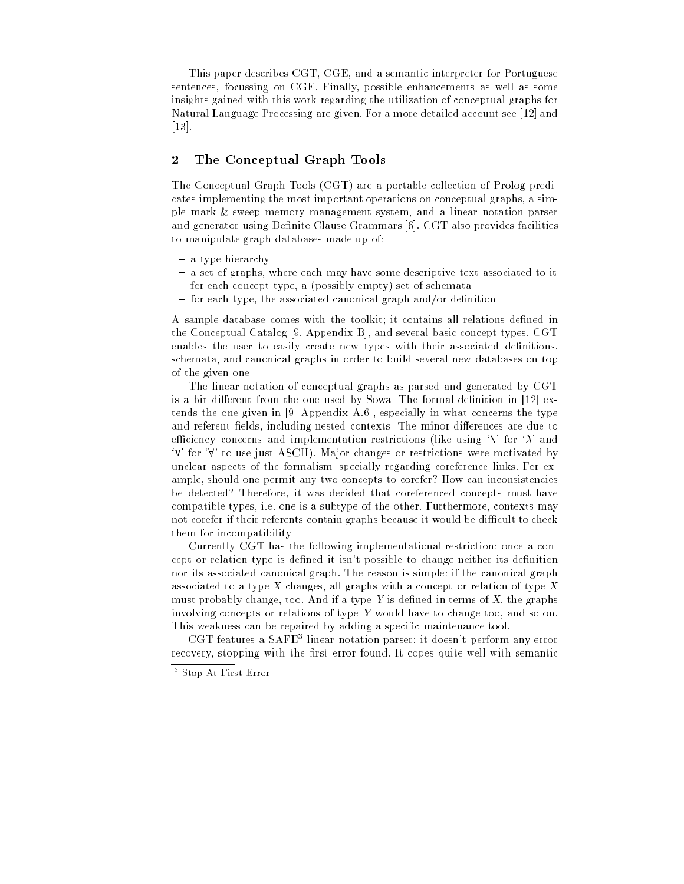This paper describes CGT, CGE, and a semantic interpreter for Portuguese sentences, focussing on CGE. Finally, possible enhancements as well as some insights gained with this work regarding the utilization of conceptual graphs for Natural Language Processing are given. For a more detailed account see [12] and [13].

## 2 The Conceptual Graph Tools

The Conceptual Graph Tools (CGT) are a portable collection of Prolog predicates implementing the most important operations on conceptual graphs, a simple mark-&-sweep memory management system, and a linear notation parser and generator using Definite Clause Grammars [6]. CGT also provides facilities to manipulate graph databases made up of:

- a type hierarchy
- a set of graphs, where each may have some descriptive text associated to it
- for each concept type, a (possibly empty) set of schemata
- for each type, the associated canonical graph and/or definition

A sample database comes with the toolkit; it contains all relations defined in the Conceptual Catalog [9, Appendix B], and several basic concept types. CGT enables the user to easily create new types with their associated definitions, schemata, and canonical graphs in order to build several new databases on top of the given one.

The linear notation of conceptual graphs as parsed and generated by CGT is a bit different from the one used by Sowa. The formal definition in [12] extends the one given in [9, Appendix A.6], especially in what concerns the type and referent fields, including nested contexts. The minor differences are due to efficiency concerns and implementation restrictions (like using '\' for '$\lambda$' and 'V' for '$\forall$' to use just ASCII). Major changes or restrictions were motivated by unclear aspects of the formalism, specially regarding coreference links. For example, should one permit any two concepts to corefer? How can inconsistencies be detected? Therefore, it was decided that coreferenced concepts must have compatible types, i.e. one is a subtype of the other. Furthermore, contexts may not corefer if their referents contain graphs because it would be difficult to check them for incompatibility.

Currently CGT has the following implementational restriction: once a concept or relation type is defined it isn't possible to change neither its definition nor its associated canonical graph. The reason is simple: if the canonical graph associated to a type $X$ changes, all graphs with a concept or relation of type $X$ must probably change, too. And if a type $Y$ is defined in terms of $X$, the graphs involving concepts or relations of type $Y$ would have to change too, and so on. This weakness can be repaired by adding a specific maintenance tool.

CGT features a SAFE[3] linear notation parser: it doesn't perform any error recovery, stopping with the first error found. It copes quite well with semantic

[3] Stop At First Error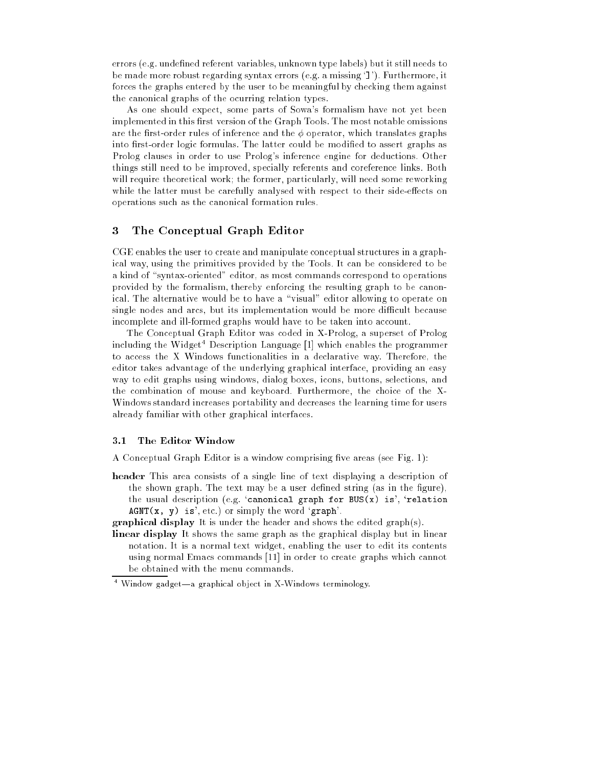errors (e.g. undefined referent variables, unknown type labels) but it still needs to be made more robust regarding syntax errors (e.g. a missing '`]`'). Furthermore, it forces the graphs entered by the user to be meaningful by checking them against the canonical graphs of the ocurring relation types.

As one should expect, some parts of Sowa's formalism have not yet been implemented in this first version of the Graph Tools. The most notable omissions are the first-order rules of inference and the $\phi$ operator, which translates graphs into first-order logic formulas. The latter could be modified to assert graphs as Prolog clauses in order to use Prolog's inference engine for deductions. Other things still need to be improved, specially referents and coreference links. Both will require theoretical work; the former, particularly, will need some reworking while the latter must be carefully analysed with respect to their side-effects on operations such as the canonical formation rules.

## 3 The Conceptual Graph Editor

CGE enables the user to create and manipulate conceptual structures in a graphical way, using the primitives provided by the Tools. It can be considered to be a kind of "syntax-oriented" editor, as most commands correspond to operations provided by the formalism, thereby enforcing the resulting graph to be canonical. The alternative would be to have a "visual" editor allowing to operate on single nodes and arcs, but its implementation would be more difficult because incomplete and ill-formed graphs would have to be taken into account.

The Conceptual Graph Editor was coded in X-Prolog, a superset of Prolog including the Widget[4] Description Language [1] which enables the programmer to access the X Windows functionalities in a declarative way. Therefore, the editor takes advantage of the underlying graphical interface, providing an easy way to edit graphs using windows, dialog boxes, icons, buttons, selections, and the combination of mouse and keyboard. Furthermore, the choice of the X-Windows standard increases portability and decreases the learning time for users already familiar with other graphical interfaces.

### 3.1 The Editor Window

A Conceptual Graph Editor is a window comprising five areas (see Fig. 1):

**header** This area consists of a single line of text displaying a description of the shown graph. The text may be a user defined string (as in the figure), the usual description (e.g. '`canonical graph for BUS(x) is`', '`relation AGNT(x, y) is`', etc.) or simply the word '`graph`'.

**graphical display** It is under the header and shows the edited graph(s).

**linear display** It shows the same graph as the graphical display but in linear notation. It is a normal text widget, enabling the user to edit its contents using normal Emacs commands [11] in order to create graphs which cannot be obtained with the menu commands.

[4] Window gadget—a graphical object in X-Windows terminology.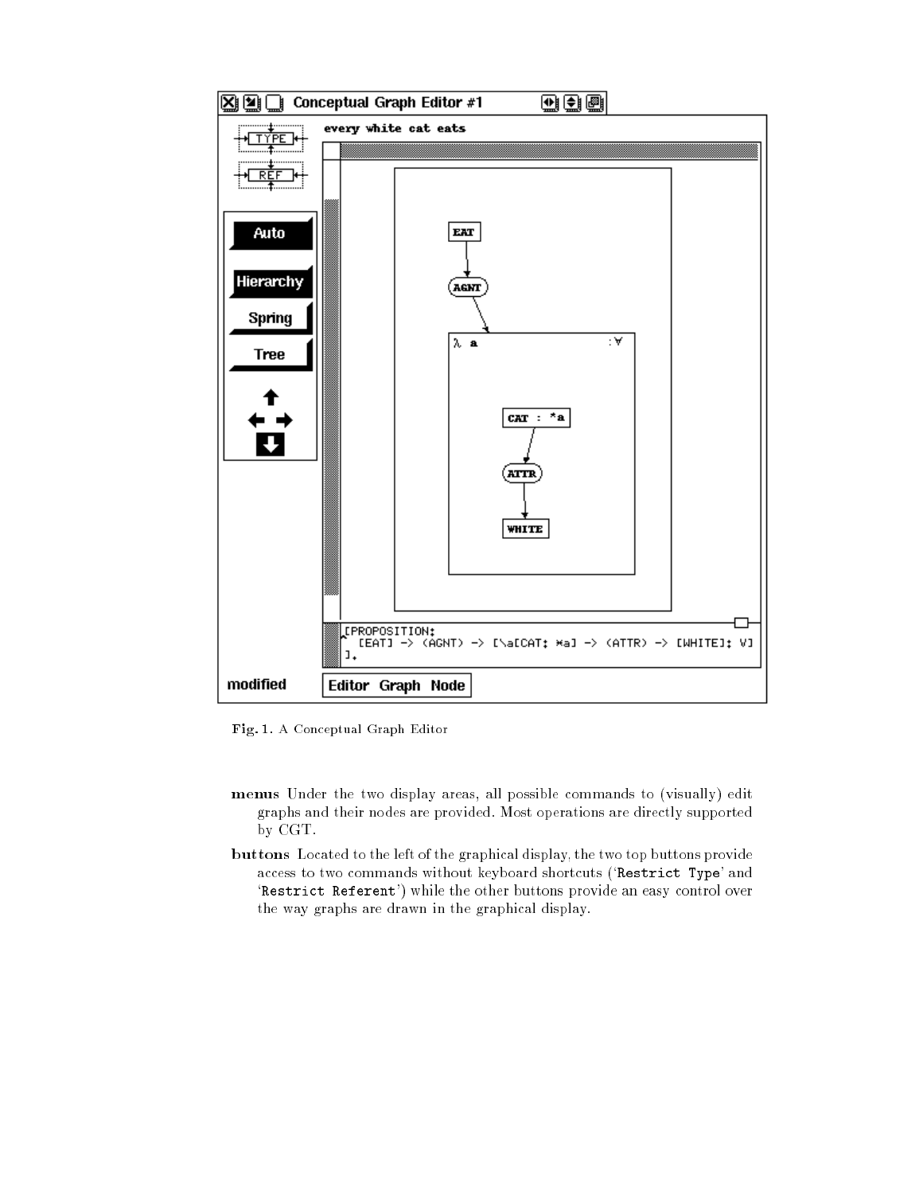**Fig. 1.** A Conceptual Graph Editor

**menus** Under the two display areas, all possible commands to (visually) edit graphs and their nodes are provided. Most operations are directly supported by CGT.

**buttons** Located to the left of the graphical display, the two top buttons provide access to two commands without keyboard shortcuts ('`Restrict Type`' and '`Restrict Referent`') while the other buttons provide an easy control over the way graphs are drawn in the graphical display.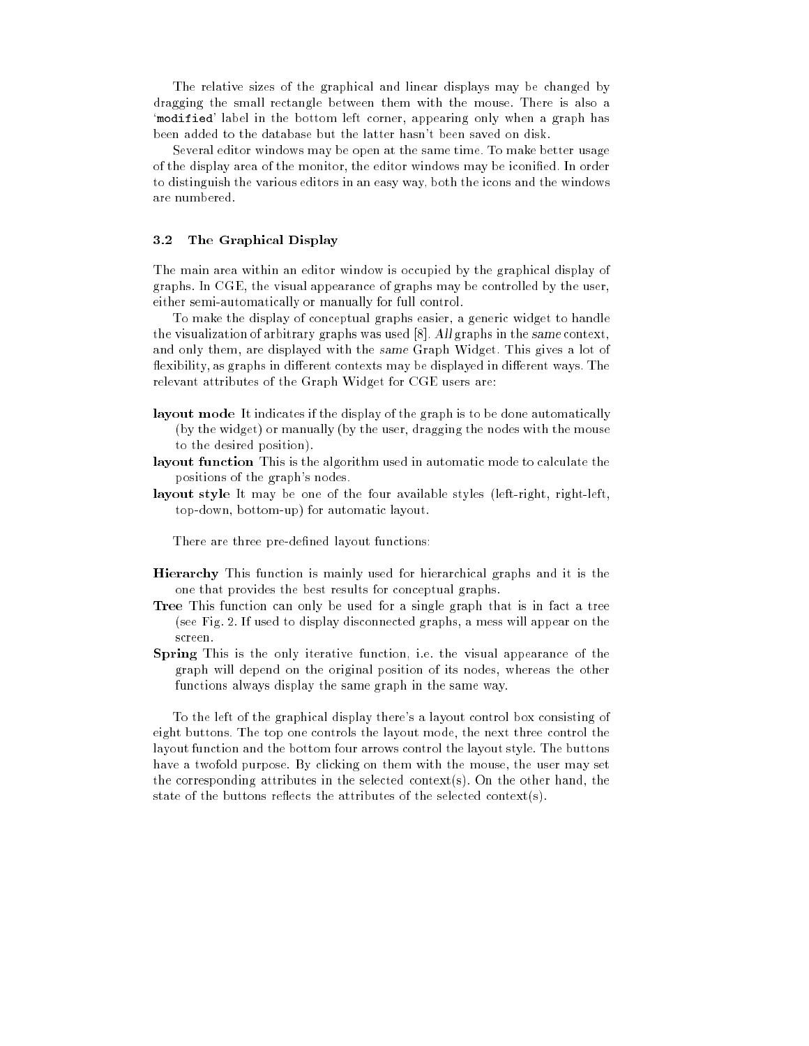The relative sizes of the graphical and linear displays may be changed by dragging the small rectangle between them with the mouse. There is also a '`modified`' label in the bottom left corner, appearing only when a graph has been added to the database but the latter hasn't been saved on disk.

Several editor windows may be open at the same time. To make better usage of the display area of the monitor, the editor windows may be iconified. In order to distinguish the various editors in an easy way, both the icons and the windows are numbered.

### 3.2 The Graphical Display

The main area within an editor window is occupied by the graphical display of graphs. In CGE, the visual appearance of graphs may be controlled by the user, either semi-automatically or manually for full control.

To make the display of conceptual graphs easier, a generic widget to handle the visualization of arbitrary graphs was used [8]. *All* graphs in the *same* context, and only them, are displayed with the *same* Graph Widget. This gives a lot of flexibility, as graphs in different contexts may be displayed in different ways. The relevant attributes of the Graph Widget for CGE users are:

**layout mode** It indicates if the display of the graph is to be done automatically (by the widget) or manually (by the user, dragging the nodes with the mouse to the desired position).

**layout function** This is the algorithm used in automatic mode to calculate the positions of the graph's nodes.

**layout style** It may be one of the four available styles (left-right, right-left, top-down, bottom-up) for automatic layout.

There are three pre-defined layout functions:

**Hierarchy** This function is mainly used for hierarchical graphs and it is the one that provides the best results for conceptual graphs.

**Tree** This function can only be used for a single graph that is in fact a tree (see Fig. 2. If used to display disconnected graphs, a mess will appear on the screen.

**Spring** This is the only iterative function, i.e. the visual appearance of the graph will depend on the original position of its nodes, whereas the other functions always display the same graph in the same way.

To the left of the graphical display there's a layout control box consisting of eight buttons. The top one controls the layout mode, the next three control the layout function and the bottom four arrows control the layout style. The buttons have a twofold purpose. By clicking on them with the mouse, the user may set the corresponding attributes in the selected context(s). On the other hand, the state of the buttons reflects the attributes of the selected context(s).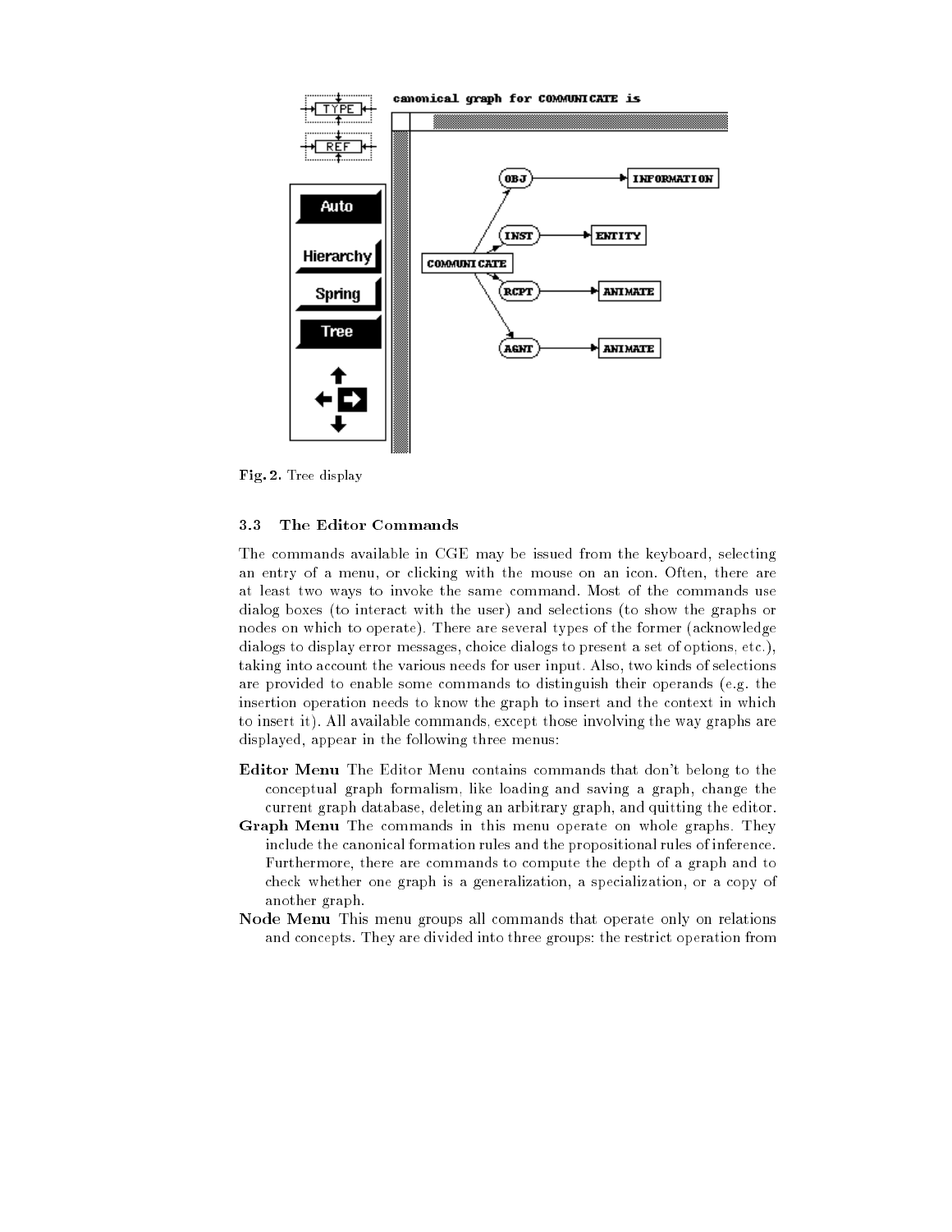Fig. 2. Tree display

### 3.3 The Editor Commands

The commands available in CGE may be issued from the keyboard, selecting an entry of a menu, or clicking with the mouse on an icon. Often, there are at least two ways to invoke the same command. Most of the commands use dialog boxes (to interact with the user) and selections (to show the graphs or nodes on which to operate). There are several types of the former (acknowledge dialogs to display error messages, choice dialogs to present a set of options, etc.), taking into account the various needs for user input. Also, two kinds of selections are provided to enable some commands to distinguish their operands (e.g. the insertion operation needs to know the graph to insert and the context in which to insert it). All available commands, except those involving the way graphs are displayed, appear in the following three menus:

**Editor Menu** The Editor Menu contains commands that don't belong to the conceptual graph formalism, like loading and saving a graph, change the current graph database, deleting an arbitrary graph, and quitting the editor.

**Graph Menu** The commands in this menu operate on whole graphs. They include the canonical formation rules and the propositional rules of inference. Furthermore, there are commands to compute the depth of a graph and to check whether one graph is a generalization, a specialization, or a copy of another graph.

**Node Menu** This menu groups all commands that operate only on relations and concepts. They are divided into three groups: the restrict operation from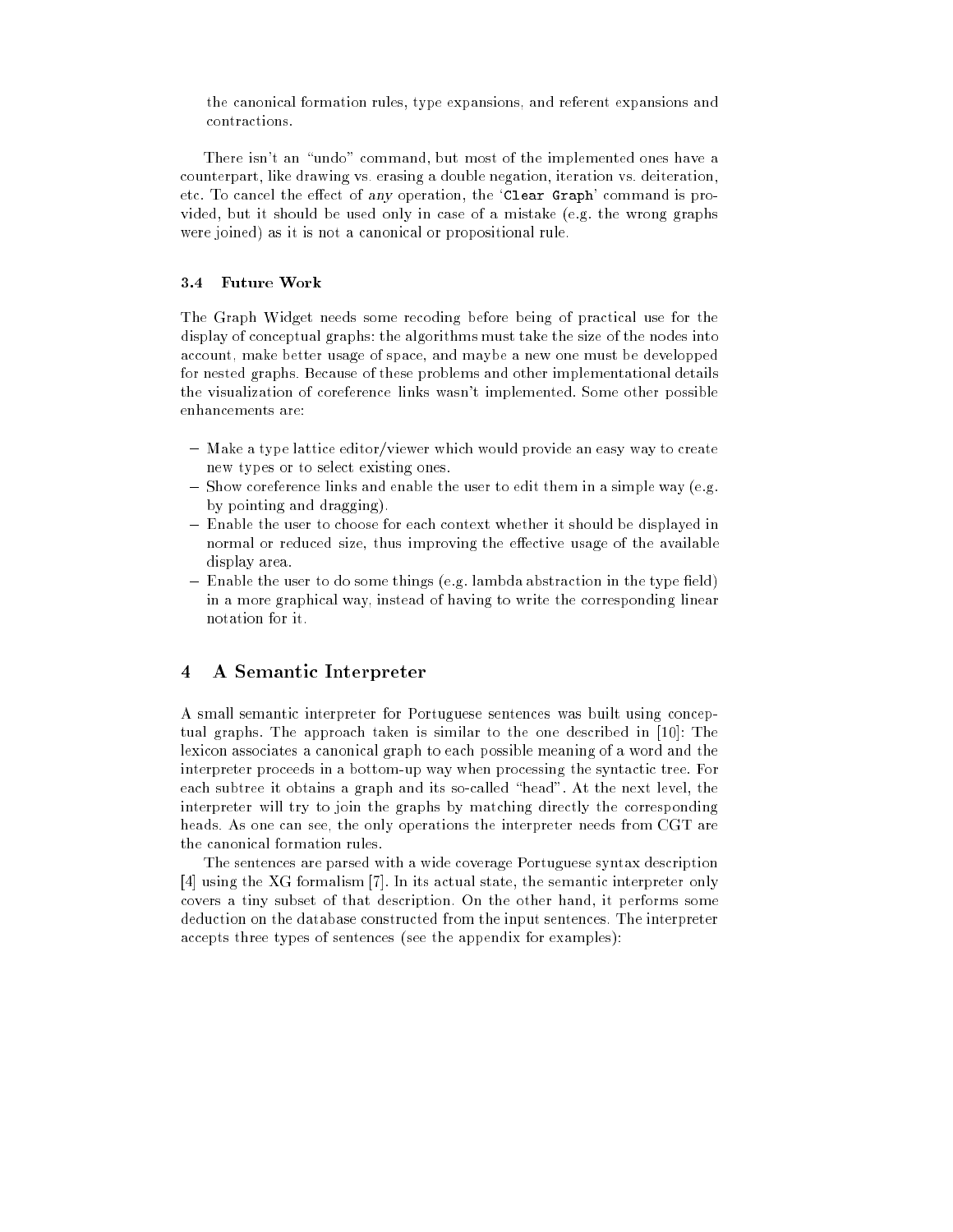the canonical formation rules, type expansions, and referent expansions and contractions.

There isn't an "undo" command, but most of the implemented ones have a counterpart, like drawing vs. erasing a double negation, iteration vs. deiteration, etc. To cancel the effect of *any* operation, the '`Clear Graph`' command is provided, but it should be used only in case of a mistake (e.g. the wrong graphs were joined) as it is not a canonical or propositional rule.

### 3.4 Future Work

The Graph Widget needs some recoding before being of practical use for the display of conceptual graphs: the algorithms must take the size of the nodes into account, make better usage of space, and maybe a new one must be developped for nested graphs. Because of these problems and other implementational details the visualization of coreference links wasn't implemented. Some other possible enhancements are:

- Make a type lattice editor/viewer which would provide an easy way to create new types or to select existing ones.
- Show coreference links and enable the user to edit them in a simple way (e.g. by pointing and dragging).
- Enable the user to choose for each context whether it should be displayed in normal or reduced size, thus improving the effective usage of the available display area.
- Enable the user to do some things (e.g. lambda abstraction in the type field) in a more graphical way, instead of having to write the corresponding linear notation for it.

## 4 A Semantic Interpreter

A small semantic interpreter for Portuguese sentences was built using conceptual graphs. The approach taken is similar to the one described in [10]: The lexicon associates a canonical graph to each possible meaning of a word and the interpreter proceeds in a bottom-up way when processing the syntactic tree. For each subtree it obtains a graph and its so-called "head". At the next level, the interpreter will try to join the graphs by matching directly the corresponding heads. As one can see, the only operations the interpreter needs from CGT are the canonical formation rules.

The sentences are parsed with a wide coverage Portuguese syntax description [4] using the XG formalism [7]. In its actual state, the semantic interpreter only covers a tiny subset of that description. On the other hand, it performs some deduction on the database constructed from the input sentences. The interpreter accepts three types of sentences (see the appendix for examples):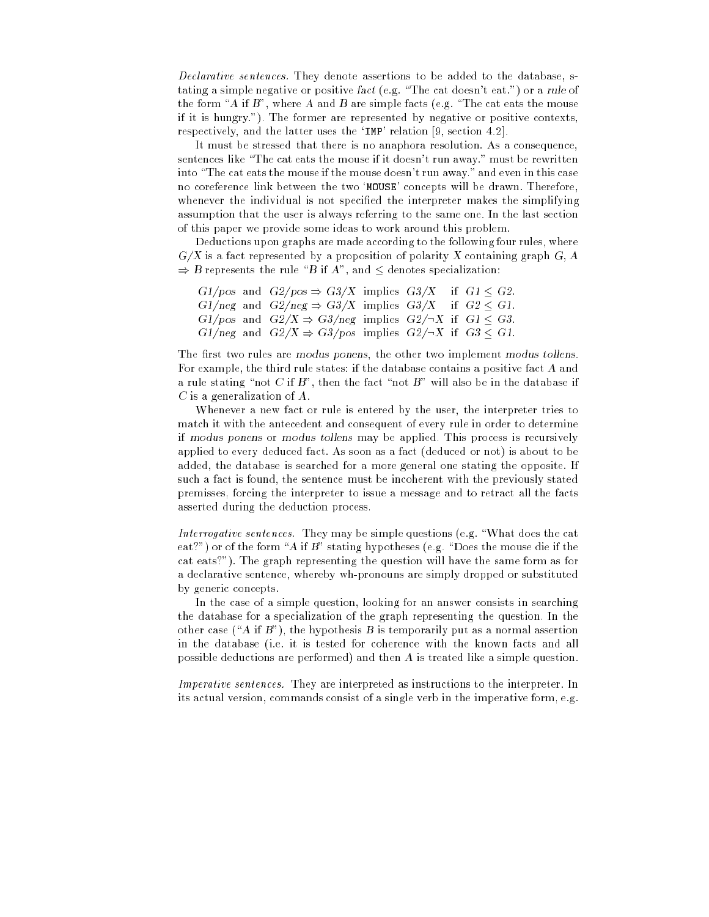*Declarative sentences.* They denote assertions to be added to the database, stating a simple negative or positive *fact* (e.g. "The cat doesn't eat.") or a *rule* of the form "$A$ if $B$", where $A$ and $B$ are simple facts (e.g. "The cat eats the mouse if it is hungry."). The former are represented by negative or positive contexts, respectively, and the latter uses the '`IMP`' relation [9, section 4.2].

It must be stressed that there is no anaphora resolution. As a consequence, sentences like "The cat eats the mouse if it doesn't run away." must be rewritten into "The cat eats the mouse if the mouse doesn't run away." and even in this case no coreference link between the two '`MOUSE`' concepts will be drawn. Therefore, whenever the individual is not specified the interpreter makes the simplifying assumption that the user is always referring to the same one. In the last section of this paper we provide some ideas to work around this problem.

Deductions upon graphs are made according to the following four rules, where $G/X$ is a fact represented by a proposition of polarity $X$ containing graph $G$, $A \Rightarrow B$ represents the rule "$B$ if $A$", and $\leq$ denotes specialization:

$$
\begin{array}{llll}
G1/pos \text{ and } G2/pos \Rightarrow G3/X & \text{implies } G3/X & \text{if } G1 \leq G2. \\
G1/neg \text{ and } G2/neg \Rightarrow G3/X & \text{implies } G3/X & \text{if } G2 \leq G1. \\
G1/pos \text{ and } G2/X \Rightarrow G3/neg & \text{implies } G2/\neg X & \text{if } G1 \leq G3. \\
G1/neg \text{ and } G2/X \Rightarrow G3/pos & \text{implies } G2/\neg X & \text{if } G3 \leq G1.
\end{array}
$$

The first two rules are *modus ponens*, the other two implement *modus tollens*. For example, the third rule states: if the database contains a positive fact $A$ and a rule stating "not $C$ if $B$", then the fact "not $B$" will also be in the database if $C$ is a generalization of $A$.

Whenever a new fact or rule is entered by the user, the interpreter tries to match it with the antecedent and consequent of every rule in order to determine if *modus ponens* or *modus tollens* may be applied. This process is recursively applied to every deduced fact. As soon as a fact (deduced or not) is about to be added, the database is searched for a more general one stating the opposite. If such a fact is found, the sentence must be incoherent with the previously stated premisses, forcing the interpreter to issue a message and to retract all the facts asserted during the deduction process.

*Interrogative sentences.* They may be simple questions (e.g. "What does the cat eat?") or of the form "$A$ if $B$" stating hypotheses (e.g. "Does the mouse die if the cat eats?"). The graph representing the question will have the same form as for a declarative sentence, whereby wh-pronouns are simply dropped or substituted by generic concepts.

In the case of a simple question, looking for an answer consists in searching the database for a specialization of the graph representing the question. In the other case ("$A$ if $B$"), the hypothesis $B$ is temporarily put as a normal assertion in the database (i.e. it is tested for coherence with the known facts and all possible deductions are performed) and then $A$ is treated like a simple question.

*Imperative sentences.* They are interpreted as instructions to the interpreter. In its actual version, commands consist of a single verb in the imperative form, e.g.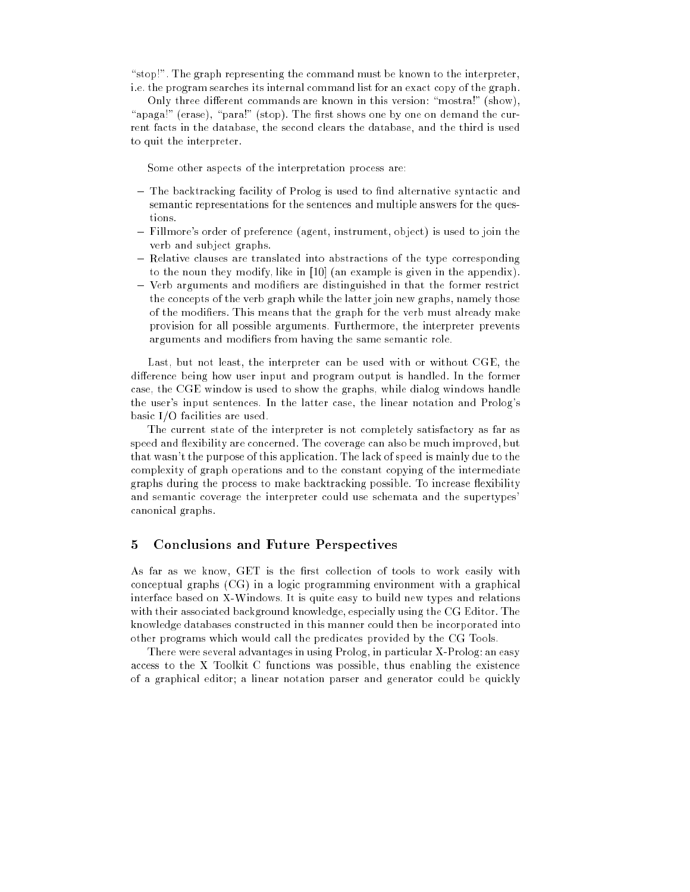"stop!". The graph representing the command must be known to the interpreter, i.e. the program searches its internal command list for an exact copy of the graph.

Only three different commands are known in this version: "mostra!" (show), "apaga!" (erase), "para!" (stop). The first shows one by one on demand the current facts in the database, the second clears the database, and the third is used to quit the interpreter.

Some other aspects of the interpretation process are:

- The backtracking facility of Prolog is used to find alternative syntactic and semantic representations for the sentences and multiple answers for the questions.
- Fillmore's order of preference (agent, instrument, object) is used to join the verb and subject graphs.
- Relative clauses are translated into abstractions of the type corresponding to the noun they modify, like in [10] (an example is given in the appendix).
- Verb arguments and modifiers are distinguished in that the former restrict the concepts of the verb graph while the latter join new graphs, namely those of the modifiers. This means that the graph for the verb must already make provision for all possible arguments. Furthermore, the interpreter prevents arguments and modifiers from having the same semantic role.

Last, but not least, the interpreter can be used with or without CGE, the difference being how user input and program output is handled. In the former case, the CGE window is used to show the graphs, while dialog windows handle the user's input sentences. In the latter case, the linear notation and Prolog's basic I/O facilities are used.

The current state of the interpreter is not completely satisfactory as far as speed and flexibility are concerned. The coverage can also be much improved, but that wasn't the purpose of this application. The lack of speed is mainly due to the complexity of graph operations and to the constant copying of the intermediate graphs during the process to make backtracking possible. To increase flexibility and semantic coverage the interpreter could use schemata and the supertypes' canonical graphs.

## 5 Conclusions and Future Perspectives

As far as we know, GET is the first collection of tools to work easily with conceptual graphs (CG) in a logic programming environment with a graphical interface based on X-Windows. It is quite easy to build new types and relations with their associated background knowledge, especially using the CG Editor. The knowledge databases constructed in this manner could then be incorporated into other programs which would call the predicates provided by the CG Tools.

There were several advantages in using Prolog, in particular X-Prolog: an easy access to the X Toolkit C functions was possible, thus enabling the existence of a graphical editor; a linear notation parser and generator could be quickly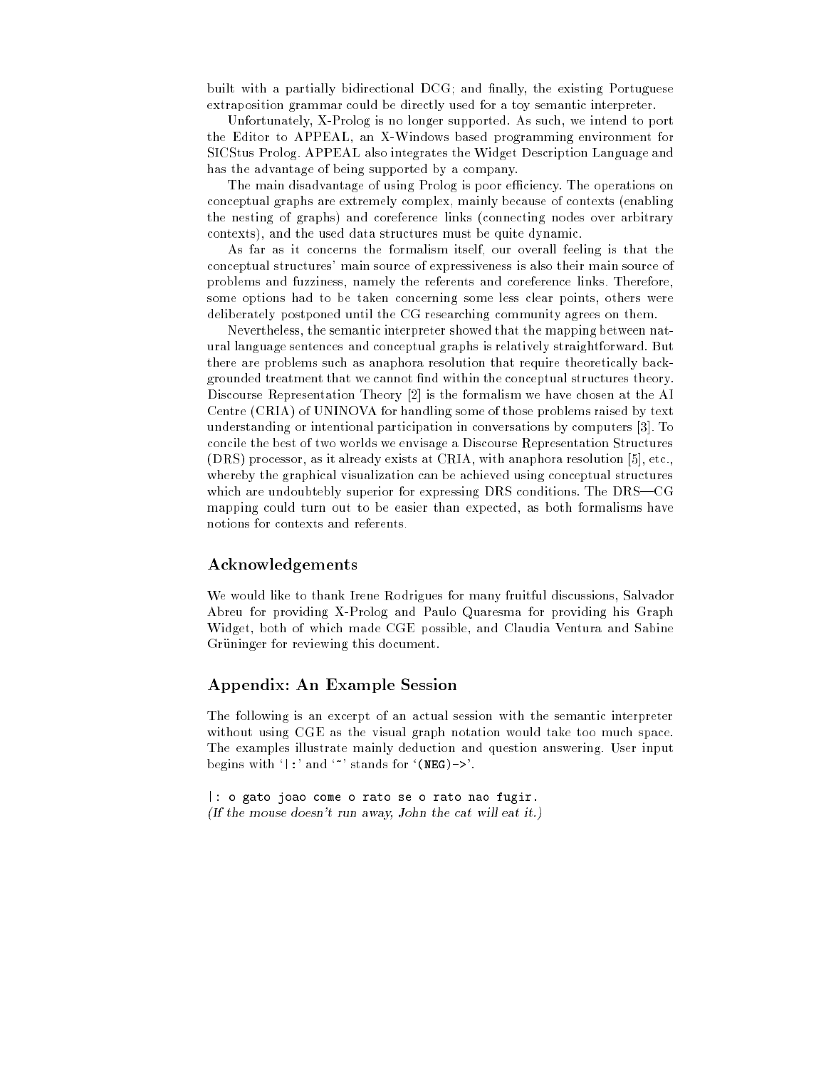built with a partially bidirectional DCG; and finally, the existing Portuguese extraposition grammar could be directly used for a toy semantic interpreter.

Unfortunately, X-Prolog is no longer supported. As such, we intend to port the Editor to APPEAL, an X-Windows based programming environment for SICStus Prolog. APPEAL also integrates the Widget Description Language and has the advantage of being supported by a company.

The main disadvantage of using Prolog is poor efficiency. The operations on conceptual graphs are extremely complex, mainly because of contexts (enabling the nesting of graphs) and coreference links (connecting nodes over arbitrary contexts), and the used data structures must be quite dynamic.

As far as it concerns the formalism itself, our overall feeling is that the conceptual structures' main source of expressiveness is also their main source of problems and fuzziness, namely the referents and coreference links. Therefore, some options had to be taken concerning some less clear points, others were deliberately postponed until the CG researching community agrees on them.

Nevertheless, the semantic interpreter showed that the mapping between natural language sentences and conceptual graphs is relatively straightforward. But there are problems such as anaphora resolution that require theoretically backgrounded treatment that we cannot find within the conceptual structures theory. Discourse Representation Theory [2] is the formalism we have chosen at the AI Centre (CRIA) of UNINOVA for handling some of those problems raised by text understanding or intentional participation in conversations by computers [3]. To concile the best of two worlds we envisage a Discourse Representation Structures (DRS) processor, as it already exists at CRIA, with anaphora resolution [5], etc., whereby the graphical visualization can be achieved using conceptual structures which are undoubtebly superior for expressing DRS conditions. The DRS—CG mapping could turn out to be easier than expected, as both formalisms have notions for contexts and referents.

## Acknowledgements

We would like to thank Irene Rodrigues for many fruitful discussions, Salvador Abreu for providing X-Prolog and Paulo Quaresma for providing his Graph Widget, both of which made CGE possible, and Claudia Ventura and Sabine Grüninger for reviewing this document.

## Appendix: An Example Session

The following is an excerpt of an actual session with the semantic interpreter without using CGE as the visual graph notation would take too much space. The examples illustrate mainly deduction and question answering. User input begins with '`|:`' and '`~`' stands for '`(NEG)->`'.

```
|: o gato joao come o rato se o rato nao fugir.
```

*(If the mouse doesn't run away, John the cat will eat it.)*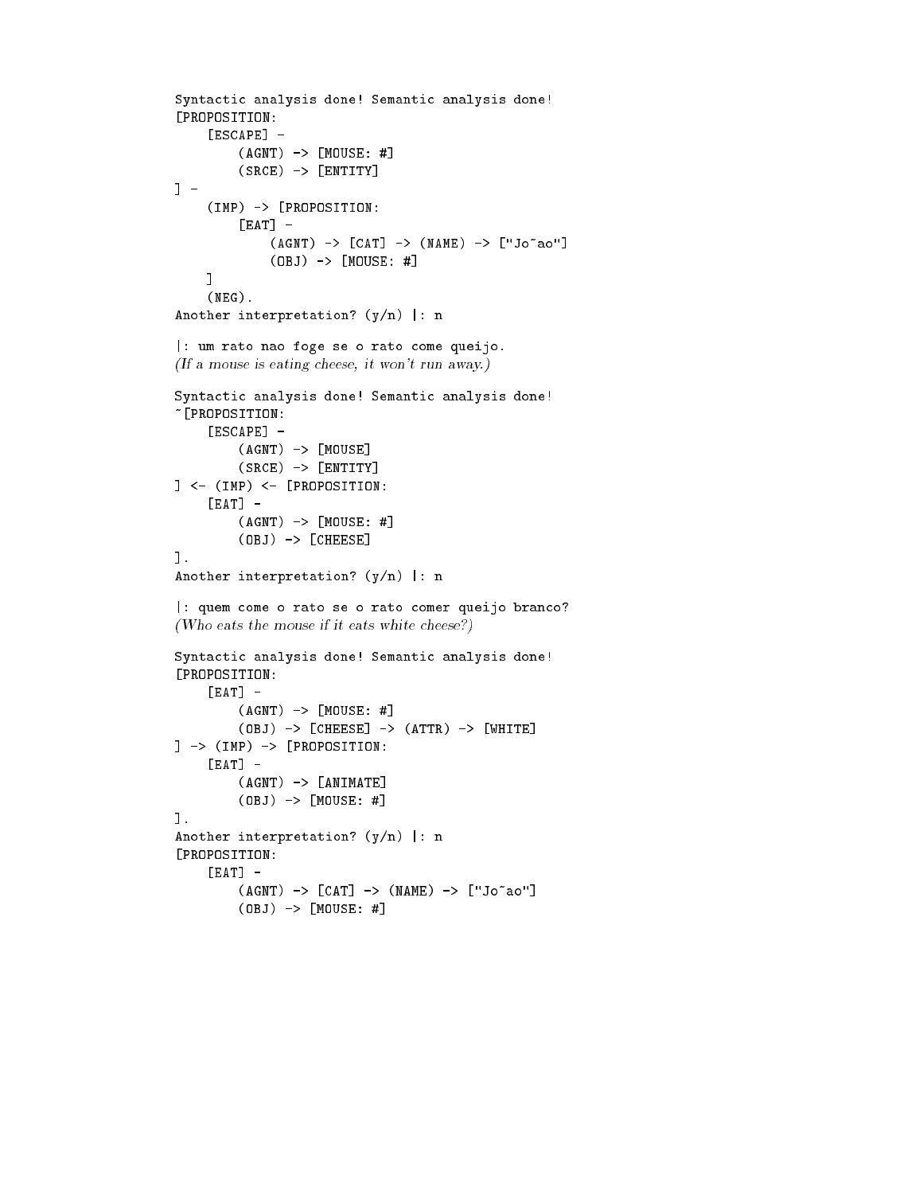```
Syntactic analysis done! Semantic analysis done!
[PROPOSITION:
    [ESCAPE] -
        (AGNT) -> [MOUSE: #]
        (SRCE) -> [ENTITY]
] -
    (IMP) -> [PROPOSITION:
        [EAT] -
            (AGNT) -> [CAT] -> (NAME) -> ["Jo~ao"]
            (OBJ) -> [MOUSE: #]
    ]
    (NEG).
Another interpretation? (y/n) |: n

|: um rato nao foge se o rato come queijo.
```

*(If a mouse is eating cheese, it won't run away.)*

```
Syntactic analysis done! Semantic analysis done!
~[PROPOSITION:
    [ESCAPE] -
        (AGNT) -> [MOUSE]
        (SRCE) -> [ENTITY]
] <- (IMP) <- [PROPOSITION:
    [EAT] -
        (AGNT) -> [MOUSE: #]
        (OBJ) -> [CHEESE]
].
Another interpretation? (y/n) |: n

|: quem come o rato se o rato comer queijo branco?
```

*(Who eats the mouse if it eats white cheese?)*

```
Syntactic analysis done! Semantic analysis done!
[PROPOSITION:
    [EAT] -
        (AGNT) -> [MOUSE: #]
        (OBJ) -> [CHEESE] -> (ATTR) -> [WHITE]
] -> (IMP) -> [PROPOSITION:
    [EAT] -
        (AGNT) -> [ANIMATE]
        (OBJ) -> [MOUSE: #]
].
Another interpretation? (y/n) |: n
[PROPOSITION:
    [EAT] -
        (AGNT) -> [CAT] -> (NAME) -> ["Jo~ao"]
        (OBJ) -> [MOUSE: #]
```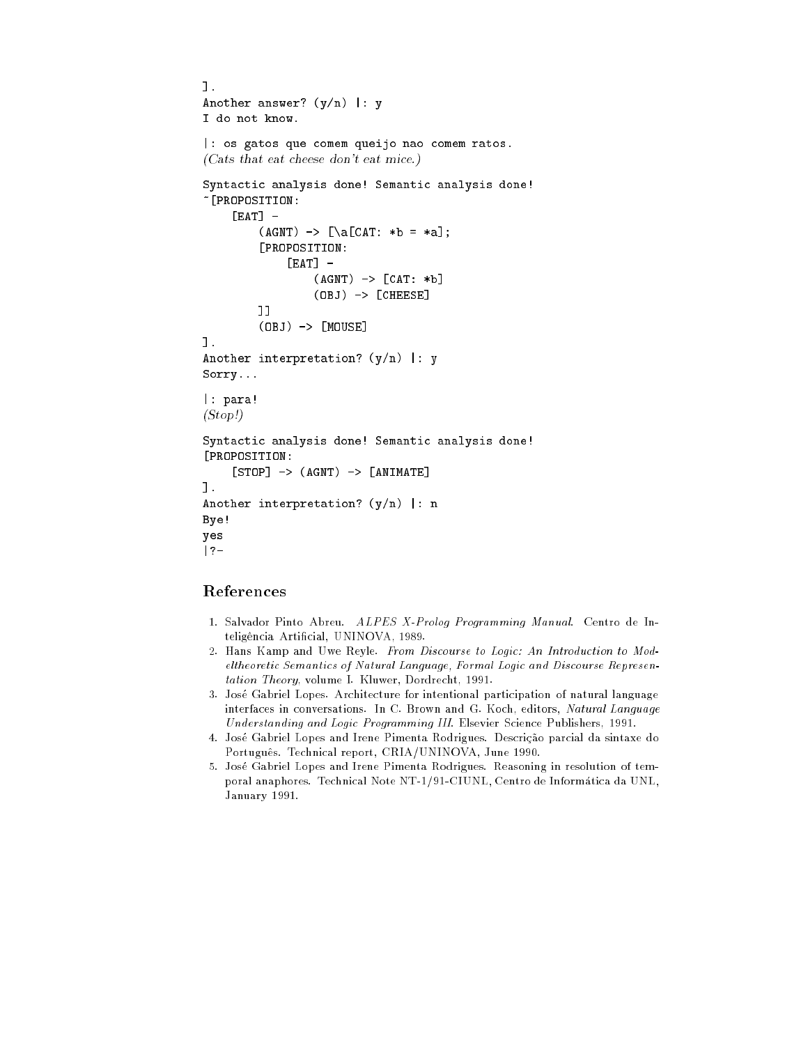```
].
Another answer? (y/n) |: y
I do not know.

|: os gatos que comem queijo nao comem ratos.
```

*(Cats that eat cheese don't eat mice.)*

```
Syntactic analysis done! Semantic analysis done!
~[PROPOSITION:
    [EAT] -
        (AGNT) -> [\a[CAT: *b = *a];
        [PROPOSITION:
            [EAT] -
                (AGNT) -> [CAT: *b]
                (OBJ) -> [CHEESE]
        ]]
        (OBJ) -> [MOUSE]
].
Another interpretation? (y/n) |: y
Sorry...

|: para!
```

*(Stop!)*

```
Syntactic analysis done! Semantic analysis done!
[PROPOSITION:
    [STOP] -> (AGNT) -> [ANIMATE]
].
Another interpretation? (y/n) |: n
Bye!
yes
|?-
```

## References

1. Salvador Pinto Abreu. *ALPES X-Prolog Programming Manual*. Centro de Inteligência Artificial, UNINOVA, 1989.
2. Hans Kamp and Uwe Reyle. *From Discourse to Logic: An Introduction to Modeltheoretic Semantics of Natural Language, Formal Logic and Discourse Representation Theory*, volume I. Kluwer, Dordrecht, 1991.
3. José Gabriel Lopes. Architecture for intentional participation of natural language interfaces in conversations. In C. Brown and G. Koch, editors, *Natural Language Understanding and Logic Programming III*. Elsevier Science Publishers, 1991.
4. José Gabriel Lopes and Irene Pimenta Rodrigues. Descrição parcial da sintaxe do Português. Technical report, CRIA/UNINOVA, June 1990.
5. José Gabriel Lopes and Irene Pimenta Rodrigues. Reasoning in resolution of temporal anaphores. Technical Note NT-1/91-CIUNL, Centro de Informática da UNL, January 1991.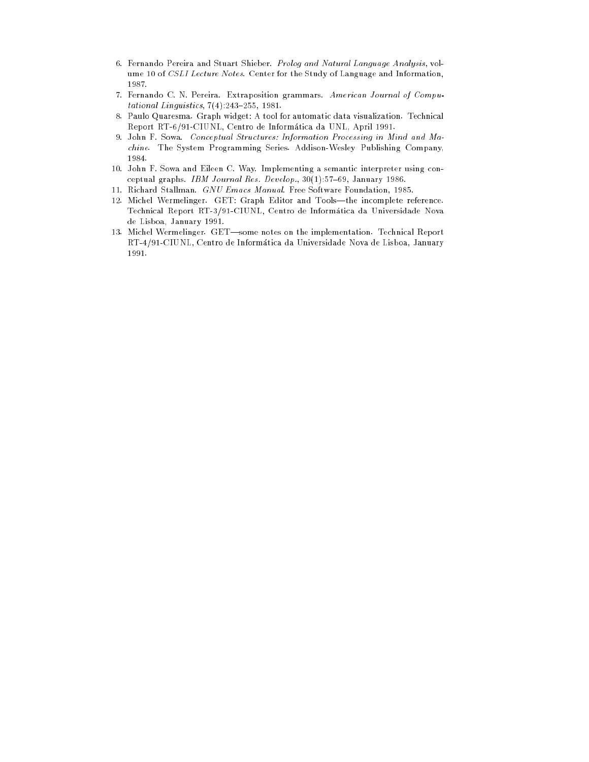6. Fernando Pereira and Stuart Shieber. *Prolog and Natural Language Analysis*, volume 10 of *CSLI Lecture Notes*. Center for the Study of Language and Information, 1987.
7. Fernando C. N. Pereira. Extraposition grammars. *American Journal of Computational Linguistics*, 7(4):243–255, 1981.
8. Paulo Quaresma. Graph widget: A tool for automatic data visualization. Technical Report RT-6/91-CIUNL, Centro de Informática da UNL, April 1991.
9. John F. Sowa. *Conceptual Structures: Information Processing in Mind and Machine*. The System Programming Series. Addison-Wesley Publishing Company, 1984.
10. John F. Sowa and Eileen C. Way. Implementing a semantic interpreter using conceptual graphs. *IBM Journal Res. Develop.*, 30(1):57–69, January 1986.
11. Richard Stallman. *GNU Emacs Manual*. Free Software Foundation, 1985.
12. Michel Wermelinger. GET: Graph Editor and Tools—the incomplete reference. Technical Report RT-3/91-CIUNL, Centro de Informática da Universidade Nova de Lisboa, January 1991.
13. Michel Wermelinger. GET—some notes on the implementation. Technical Report RT-4/91-CIUNL, Centro de Informática da Universidade Nova de Lisboa, January 1991.